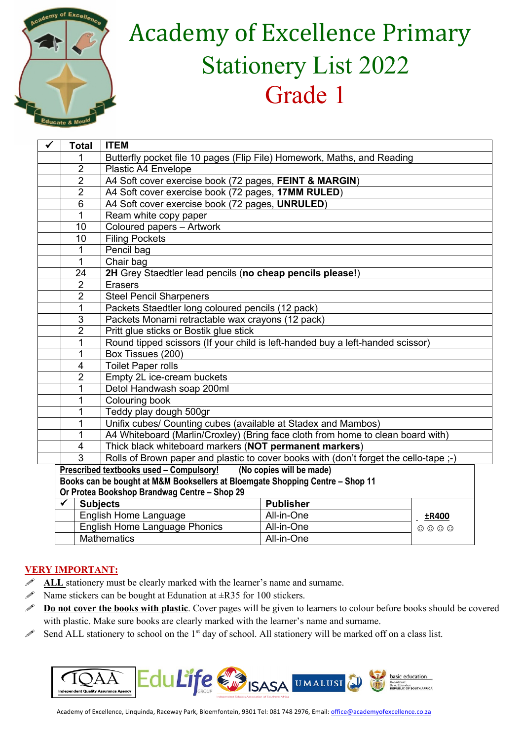# Academy of Excellence Primary Stationery List 2022

## Grade 1

| ✓ | Total | ITEM |
|---|---|---|
| | 1 | Butterfly pocket file 10 pages (Flip File) Homework, Maths, and Reading |
| | 2 | Plastic A4 Envelope |
| | 2 | A4 Soft cover exercise book (72 pages, **FEINT & MARGIN**) |
| | 2 | A4 Soft cover exercise book (72 pages, **17MM RULED**) |
| | 6 | A4 Soft cover exercise book (72 pages, **UNRULED**) |
| | 1 | Ream white copy paper |
| | 10 | Coloured papers – Artwork |
| | 10 | Filing Pockets |
| | 1 | Pencil bag |
| | 1 | Chair bag |
| | 24 | **2H** Grey Staedtler lead pencils (**no cheap pencils please!**) |
| | 2 | Erasers |
| | 2 | Steel Pencil Sharpeners |
| | 1 | Packets Staedtler long coloured pencils (12 pack) |
| | 3 | Packets Monami retractable wax crayons (12 pack) |
| | 2 | Pritt glue sticks or Bostik glue stick |
| | 1 | Round tipped scissors (If your child is left-handed buy a left-handed scissor) |
| | 1 | Box Tissues (200) |
| | 4 | Toilet Paper rolls |
| | 2 | Empty 2L ice-cream buckets |
| | 1 | Detol Handwash soap 200ml |
| | 1 | Colouring book |
| | 1 | Teddy play dough 500gr |
| | 1 | Unifix cubes/ Counting cubes (available at Stadex and Mambos) |
| | 1 | A4 Whiteboard (Marlin/Croxley) (Bring face cloth from home to clean board with) |
| | 4 | Thick black whiteboard markers (**NOT permanent markers**) |
| | 3 | Rolls of Brown paper and plastic to cover books with (don't forget the cello-tape ;-) |

**Prescribed textbooks used – Compulsory!** **(No copies will be made)**
**Books can be bought at M&M Booksellers at Bloemgate Shopping Centre – Shop 11**
**Or Protea Bookshop Brandwag Centre – Shop 29**

| ✓ | Subjects | Publisher | |
|---|---|---|---|
| | English Home Language | All-in-One | **±R400** |
| | English Home Language Phonics | All-in-One | ☺ ☺ ☺ ☺ |
| | Mathematics | All-in-One | |

**VERY IMPORTANT:**

- **ALL** stationery must be clearly marked with the learner's name and surname.
- Name stickers can be bought at Edunation at ±R35 for 100 stickers.
- **Do not cover the books with plastic**. Cover pages will be given to learners to colour before books should be covered with plastic. Make sure books are clearly marked with the learner's name and surname.
- Send ALL stationery to school on the 1st day of school. All stationery will be marked off on a class list.

IQAA Independent Quality Assurance Agency | EduLife Group | ISASA | UMALUSI | basic education Department: Basic Education REPUBLIC OF SOUTH AFRICA

Academy of Excellence, Linquinda, Raceway Park, Bloemfontein, 9301 Tel: 081 748 2976, Email: office@academyofexcellence.co.za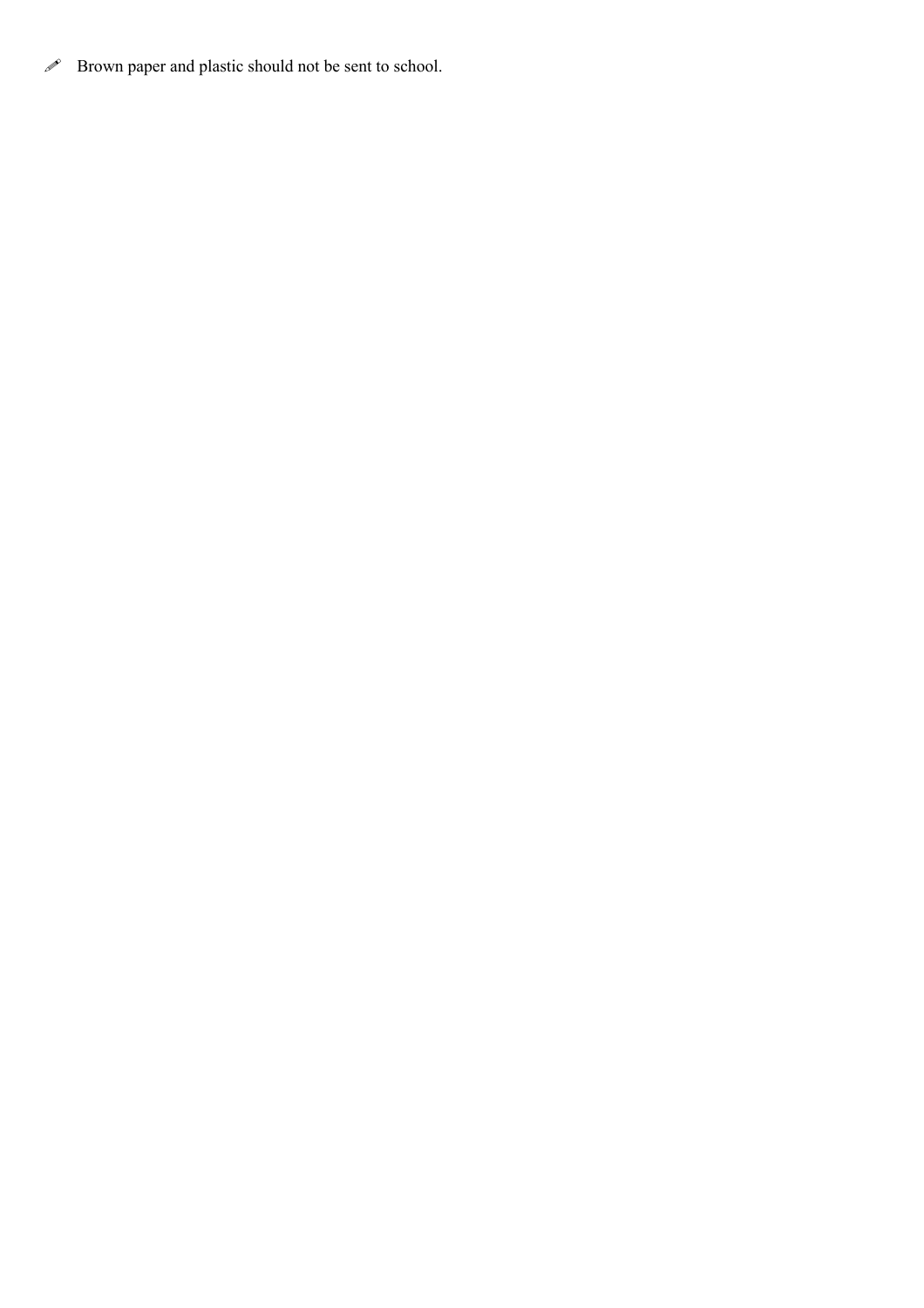- Brown paper and plastic should not be sent to school.